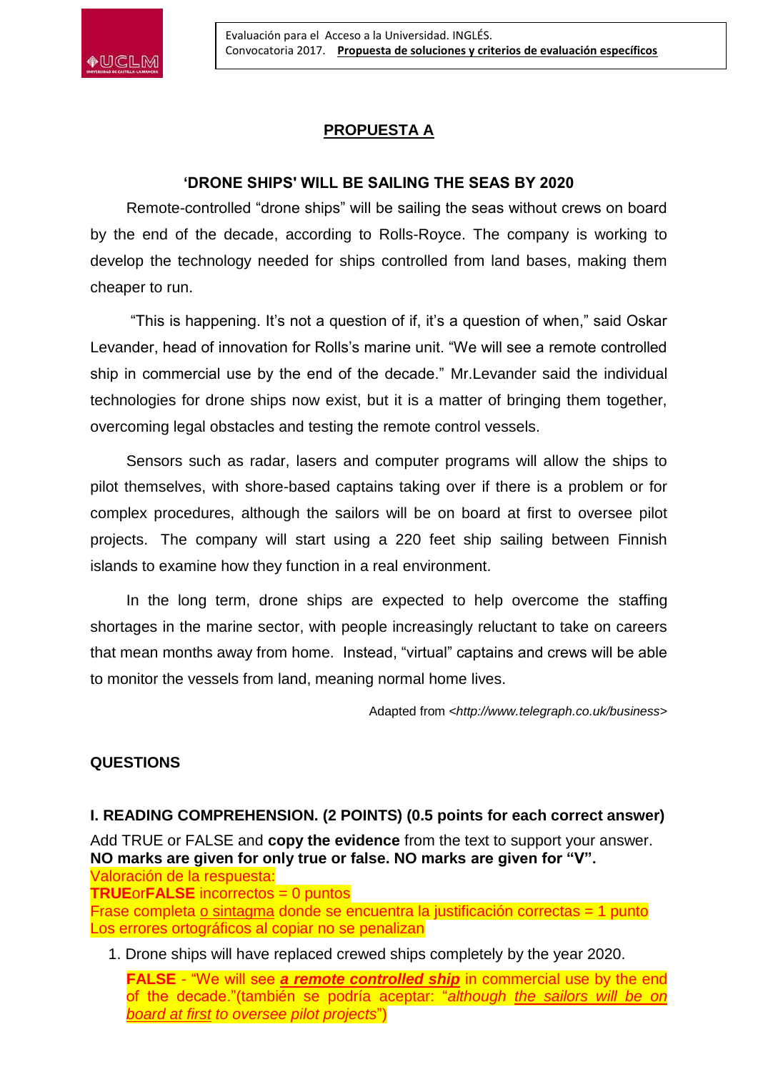Evaluación para el Acceso a la Universidad. INGLÉS.
Convocatoria 2017. **Propuesta de soluciones y criterios de evaluación específicos**

## PROPUESTA A

### 'DRONE SHIPS' WILL BE SAILING THE SEAS BY 2020

Remote-controlled "drone ships" will be sailing the seas without crews on board by the end of the decade, according to Rolls-Royce. The company is working to develop the technology needed for ships controlled from land bases, making them cheaper to run.

"This is happening. It's not a question of if, it's a question of when," said Oskar Levander, head of innovation for Rolls's marine unit. "We will see a remote controlled ship in commercial use by the end of the decade." Mr.Levander said the individual technologies for drone ships now exist, but it is a matter of bringing them together, overcoming legal obstacles and testing the remote control vessels.

Sensors such as radar, lasers and computer programs will allow the ships to pilot themselves, with shore-based captains taking over if there is a problem or for complex procedures, although the sailors will be on board at first to oversee pilot projects. The company will start using a 220 feet ship sailing between Finnish islands to examine how they function in a real environment.

In the long term, drone ships are expected to help overcome the staffing shortages in the marine sector, with people increasingly reluctant to take on careers that mean months away from home. Instead, "virtual" captains and crews will be able to monitor the vessels from land, meaning normal home lives.

Adapted from <*http://www.telegraph.co.uk/business*>

### QUESTIONS

**I. READING COMPREHENSION. (2 POINTS) (0.5 points for each correct answer)**

Add TRUE or FALSE and **copy the evidence** from the text to support your answer.
**NO marks are given for only true or false. NO marks are given for "V".**

Valoración de la respuesta:
**TRUE**or**FALSE** incorrectos = 0 puntos
Frase completa o sintagma donde se encuentra la justificación correctas = 1 punto
Los errores ortográficos al copiar no se penalizan

1. Drone ships will have replaced crewed ships completely by the year 2020.

   **FALSE** - "We will see ***a remote controlled ship*** in commercial use by the end of the decade."(también se podría aceptar: "*although the sailors will be on board at first to oversee pilot projects*")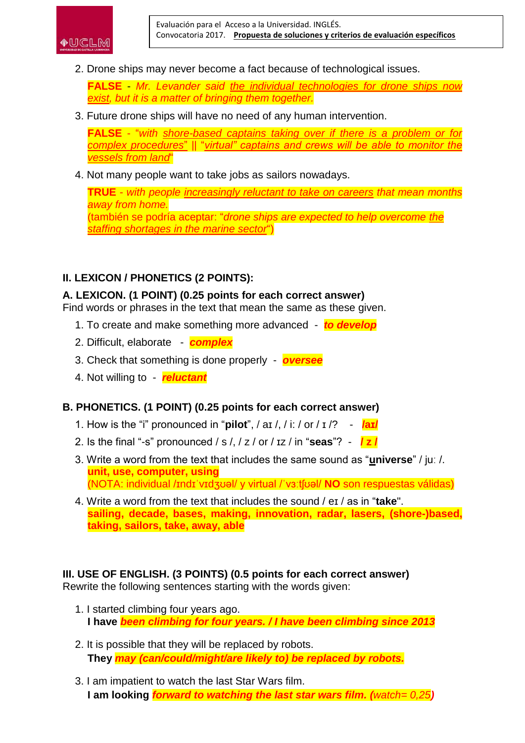2. Drone ships may never become a fact because of technological issues.

   **FALSE** - *Mr. Levander said the individual technologies for drone ships now exist, but it is a matter of bringing them together.*

3. Future drone ships will have no need of any human intervention.

   **FALSE** - *"with shore-based captains taking over if there is a problem or for complex procedures" || "virtual" captains and crews will be able to monitor the vessels from land"*

4. Not many people want to take jobs as sailors nowadays.

   **TRUE** - *with people increasingly reluctant to take on careers that mean months away from home.*
   (también se podría aceptar: "*drone ships are expected to help overcome the staffing shortages in the marine sector*")

## II. LEXICON / PHONETICS (2 POINTS):

### A. LEXICON. (1 POINT) (0.25 points for each correct answer)

Find words or phrases in the text that mean the same as these given.

1. To create and make something more advanced - ***to develop***
2. Difficult, elaborate - ***complex***
3. Check that something is done properly - ***oversee***
4. Not willing to - ***reluctant***

### B. PHONETICS. (1 POINT) (0.25 points for each correct answer)

1. How is the "i" pronounced in "**pilot**", / aɪ /, / iː / or / ɪ /? - ***/aɪ/***
2. Is the final "-s" pronounced / s /, / z / or / ɪz / in "**seas**"? - ***/ z /***
3. Write a word from the text that includes the same sound as "**u**niverse" / juː /.
   **unit, use, computer, using**
   (NOTA: individual /ɪndɪˈvɪdʒʊəl/ y virtual /ˈvɜːtʃʊəl/ **NO** son respuestas válidas)
4. Write a word from the text that includes the sound / eɪ / as in "**take**".
   **sailing, decade, bases, making, innovation, radar, lasers, (shore-)based, taking, sailors, take, away, able**

## III. USE OF ENGLISH. (3 POINTS) (0.5 points for each correct answer)

Rewrite the following sentences starting with the words given:

1. I started climbing four years ago.
   **I have** ***been climbing for four years. / I have been climbing since 2013***

2. It is possible that they will be replaced by robots.
   **They** ***may (can/could/might/are likely to) be replaced by robots.***

3. I am impatient to watch the last Star Wars film.
   **I am looking** ***forward to watching the last star wars film.*** *(watch= 0,25)*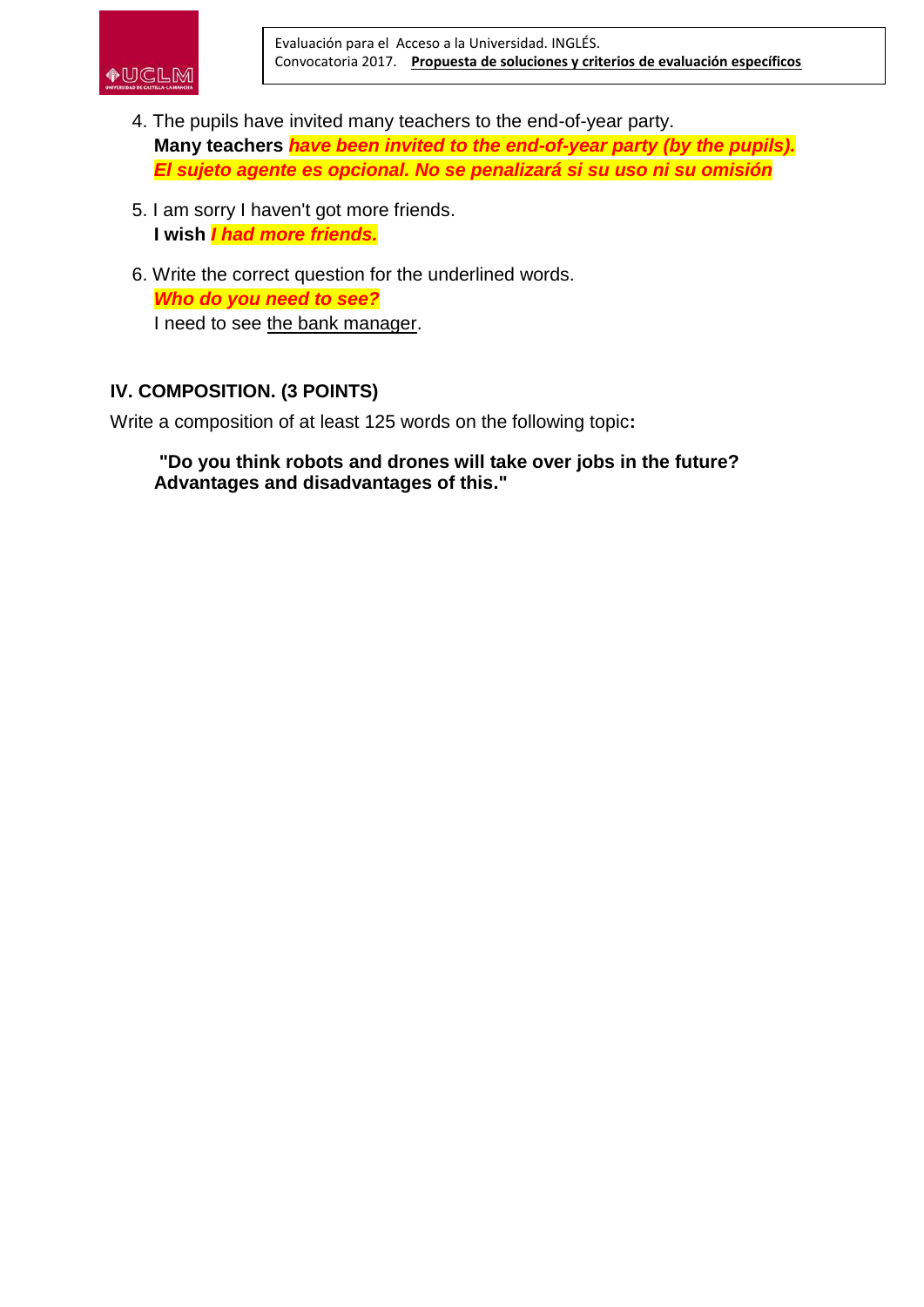4. The pupils have invited many teachers to the end-of-year party.
   **Many teachers** ***have been invited to the end-of-year party (by the pupils).***
   ***El sujeto agente es opcional. No se penalizará si su uso ni su omisión***

5. I am sorry I haven't got more friends.
   **I wish** ***I had more friends.***

6. Write the correct question for the underlined words.
   ***Who do you need to see?***
   I need to see <u>the bank manager</u>.

## IV. COMPOSITION. (3 POINTS)

Write a composition of at least 125 words on the following topic**:**

**"Do you think robots and drones will take over jobs in the future? Advantages and disadvantages of this."**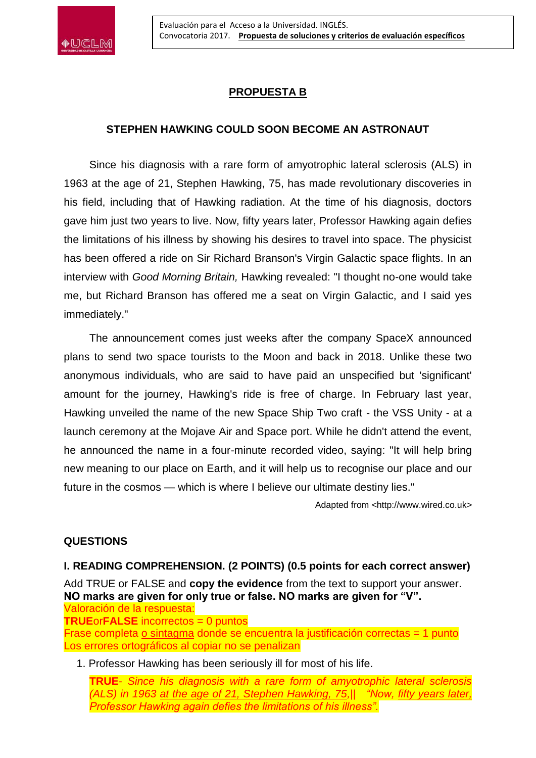## PROPUESTA B

### STEPHEN HAWKING COULD SOON BECOME AN ASTRONAUT

Since his diagnosis with a rare form of amyotrophic lateral sclerosis (ALS) in 1963 at the age of 21, Stephen Hawking, 75, has made revolutionary discoveries in his field, including that of Hawking radiation. At the time of his diagnosis, doctors gave him just two years to live. Now, fifty years later, Professor Hawking again defies the limitations of his illness by showing his desires to travel into space. The physicist has been offered a ride on Sir Richard Branson's Virgin Galactic space flights. In an interview with *Good Morning Britain,* Hawking revealed: "I thought no-one would take me, but Richard Branson has offered me a seat on Virgin Galactic, and I said yes immediately."

The announcement comes just weeks after the company SpaceX announced plans to send two space tourists to the Moon and back in 2018. Unlike these two anonymous individuals, who are said to have paid an unspecified but 'significant' amount for the journey, Hawking's ride is free of charge. In February last year, Hawking unveiled the name of the new Space Ship Two craft - the VSS Unity - at a launch ceremony at the Mojave Air and Space port. While he didn't attend the event, he announced the name in a four-minute recorded video, saying: "It will help bring new meaning to our place on Earth, and it will help us to recognise our place and our future in the cosmos — which is where I believe our ultimate destiny lies."

Adapted from <http://www.wired.co.uk>

### QUESTIONS

**I. READING COMPREHENSION. (2 POINTS) (0.5 points for each correct answer)**

Add TRUE or FALSE and **copy the evidence** from the text to support your answer. **NO marks are given for only true or false. NO marks are given for "V".**

Valoración de la respuesta:
**TRUE**or**FALSE** incorrectos = 0 puntos
Frase completa o sintagma donde se encuentra la justificación correctas = 1 punto
Los errores ortográficos al copiar no se penalizan

1. Professor Hawking has been seriously ill for most of his life.

   ***TRUE**- Since his diagnosis with a rare form of amyotrophic lateral sclerosis (ALS) in 1963 at the age of 21, Stephen Hawking, 75,|| "Now, fifty years later, Professor Hawking again defies the limitations of his illness".*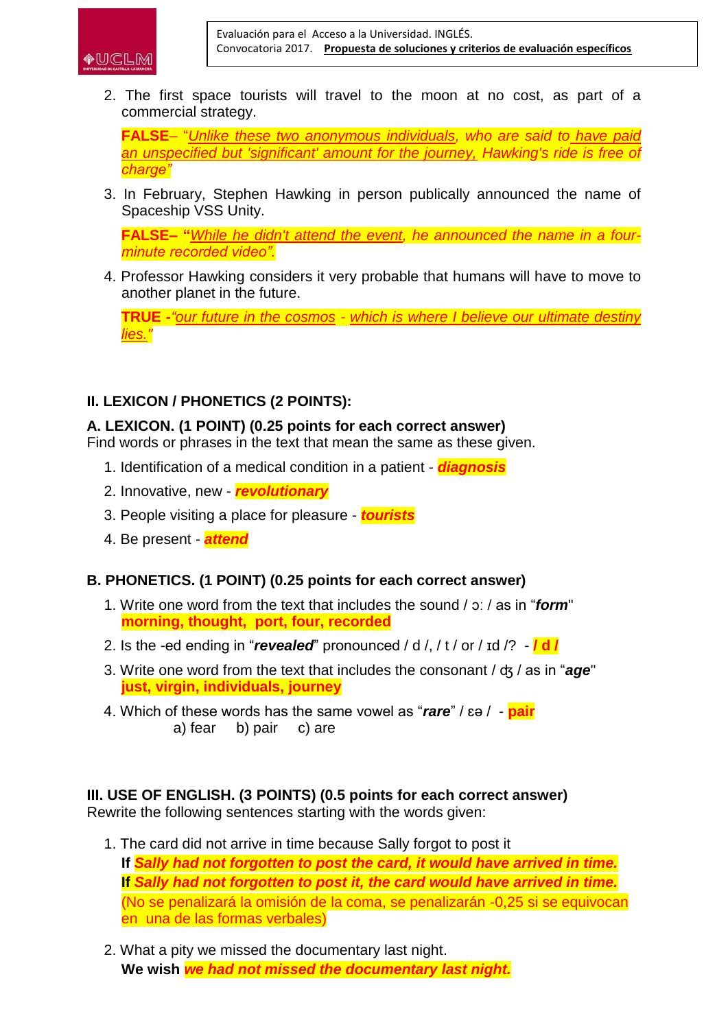2. The first space tourists will travel to the moon at no cost, as part of a commercial strategy.

   **FALSE**– "*Unlike these two anonymous individuals, who are said to have paid an unspecified but 'significant' amount for the journey, Hawking's ride is free of charge*"

3. In February, Stephen Hawking in person publically announced the name of Spaceship VSS Unity.

   **FALSE– "***While he didn't attend the event, he announced the name in a four-minute recorded video".*

4. Professor Hawking considers it very probable that humans will have to move to another planet in the future.

   **TRUE -***"our future in the cosmos - which is where I believe our ultimate destiny lies."*

### II. LEXICON / PHONETICS (2 POINTS):

**A. LEXICON. (1 POINT) (0.25 points for each correct answer)**
Find words or phrases in the text that mean the same as these given.

1. Identification of a medical condition in a patient - ***diagnosis***
2. Innovative, new - ***revolutionary***
3. People visiting a place for pleasure - ***tourists***
4. Be present - ***attend***

**B. PHONETICS. (1 POINT) (0.25 points for each correct answer)**

1. Write one word from the text that includes the sound / ɔː / as in "***form***"
   **morning, thought, port, four, recorded**
2. Is the -ed ending in "***revealed***" pronounced / d /, / t / or / ɪd /? - ***/ d /***
3. Write one word from the text that includes the consonant / ʤ / as in "***age***"
   **just, virgin, individuals, journey**
4. Which of these words has the same vowel as "***rare***" / ɛə / - **pair**
   a) fear b) pair c) are

### III. USE OF ENGLISH. (3 POINTS) (0.5 points for each correct answer)

Rewrite the following sentences starting with the words given:

1. The card did not arrive in time because Sally forgot to post it
   **If** ***Sally had not forgotten to post the card, it would have arrived in time.***
   **If** ***Sally had not forgotten to post it, the card would have arrived in time.***
   (No se penalizará la omisión de la coma, se penalizarán -0,25 si se equivocan en una de las formas verbales)

2. What a pity we missed the documentary last night.
   **We wish** ***we had not missed the documentary last night.***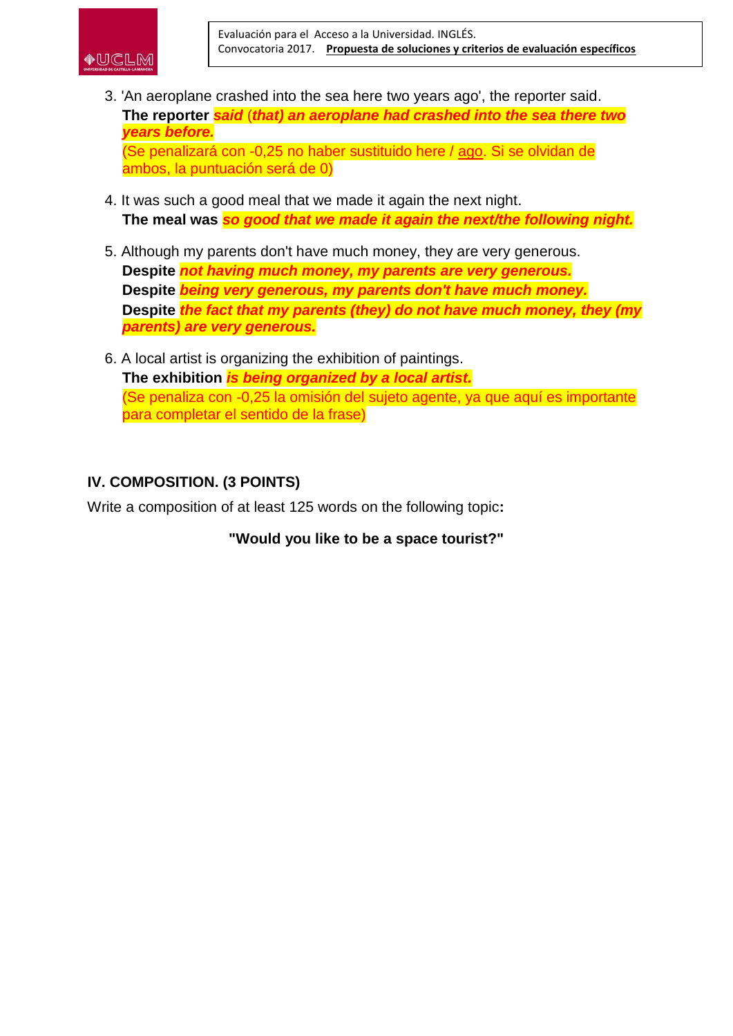3. 'An aeroplane crashed into the sea here two years ago', the reporter said.
   **The reporter** ***said (that) an aeroplane had crashed into the sea there two years before.***
   (Se penalizará con -0,25 no haber sustituido here / ago. Si se olvidan de ambos, la puntuación será de 0)

4. It was such a good meal that we made it again the next night.
   **The meal was** ***so good that we made it again the next/the following night.***

5. Although my parents don't have much money, they are very generous.
   **Despite** ***not having much money, my parents are very generous.***
   **Despite** ***being very generous, my parents don't have much money.***
   **Despite** ***the fact that my parents (they) do not have much money, they (my parents) are very generous.***

6. A local artist is organizing the exhibition of paintings.
   **The exhibition** ***is being organized by a local artist.***
   (Se penaliza con -0,25 la omisión del sujeto agente, ya que aquí es importante para completar el sentido de la frase)

## IV. COMPOSITION. (3 POINTS)

Write a composition of at least 125 words on the following topic**:**

**"Would you like to be a space tourist?"**